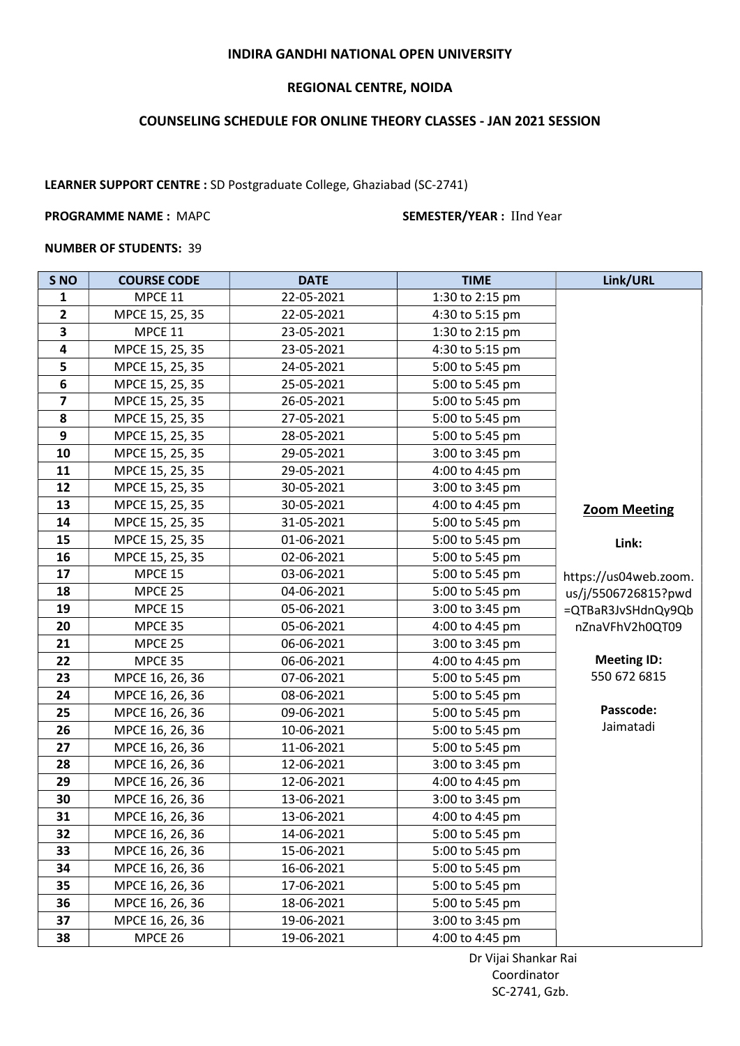**INDIRA GANDHI NATIONAL OPEN UNIVERSITY**

**REGIONAL CENTRE, NOIDA**

**COUNSELING SCHEDULE FOR ONLINE THEORY CLASSES - JAN 2021 SESSION**

**LEARNER SUPPORT CENTRE :** SD Postgraduate College, Ghaziabad (SC-2741)

**PROGRAMME NAME :** MAPC **SEMESTER/YEAR :** IInd Year

**NUMBER OF STUDENTS:** 39

| S NO | COURSE CODE | DATE | TIME | Link/URL |
|---|---|---|---|---|
| 1 | MPCE 11 | 22-05-2021 | 1:30 to 2:15 pm | **Zoom Meeting** **Link:** https://us04web.zoom.us/j/5506726815?pwd=QTBaR3JvSHdnQy9QbnZnaVFhV2h0QT09 **Meeting ID:** 550 672 6815 **Passcode:** Jaimatadi |
| 2 | MPCE 15, 25, 35 | 22-05-2021 | 4:30 to 5:15 pm | |
| 3 | MPCE 11 | 23-05-2021 | 1:30 to 2:15 pm | |
| 4 | MPCE 15, 25, 35 | 23-05-2021 | 4:30 to 5:15 pm | |
| 5 | MPCE 15, 25, 35 | 24-05-2021 | 5:00 to 5:45 pm | |
| 6 | MPCE 15, 25, 35 | 25-05-2021 | 5:00 to 5:45 pm | |
| 7 | MPCE 15, 25, 35 | 26-05-2021 | 5:00 to 5:45 pm | |
| 8 | MPCE 15, 25, 35 | 27-05-2021 | 5:00 to 5:45 pm | |
| 9 | MPCE 15, 25, 35 | 28-05-2021 | 5:00 to 5:45 pm | |
| 10 | MPCE 15, 25, 35 | 29-05-2021 | 3:00 to 3:45 pm | |
| 11 | MPCE 15, 25, 35 | 29-05-2021 | 4:00 to 4:45 pm | |
| 12 | MPCE 15, 25, 35 | 30-05-2021 | 3:00 to 3:45 pm | |
| 13 | MPCE 15, 25, 35 | 30-05-2021 | 4:00 to 4:45 pm | |
| 14 | MPCE 15, 25, 35 | 31-05-2021 | 5:00 to 5:45 pm | |
| 15 | MPCE 15, 25, 35 | 01-06-2021 | 5:00 to 5:45 pm | |
| 16 | MPCE 15, 25, 35 | 02-06-2021 | 5:00 to 5:45 pm | |
| 17 | MPCE 15 | 03-06-2021 | 5:00 to 5:45 pm | |
| 18 | MPCE 25 | 04-06-2021 | 5:00 to 5:45 pm | |
| 19 | MPCE 15 | 05-06-2021 | 3:00 to 3:45 pm | |
| 20 | MPCE 35 | 05-06-2021 | 4:00 to 4:45 pm | |
| 21 | MPCE 25 | 06-06-2021 | 3:00 to 3:45 pm | |
| 22 | MPCE 35 | 06-06-2021 | 4:00 to 4:45 pm | |
| 23 | MPCE 16, 26, 36 | 07-06-2021 | 5:00 to 5:45 pm | |
| 24 | MPCE 16, 26, 36 | 08-06-2021 | 5:00 to 5:45 pm | |
| 25 | MPCE 16, 26, 36 | 09-06-2021 | 5:00 to 5:45 pm | |
| 26 | MPCE 16, 26, 36 | 10-06-2021 | 5:00 to 5:45 pm | |
| 27 | MPCE 16, 26, 36 | 11-06-2021 | 5:00 to 5:45 pm | |
| 28 | MPCE 16, 26, 36 | 12-06-2021 | 3:00 to 3:45 pm | |
| 29 | MPCE 16, 26, 36 | 12-06-2021 | 4:00 to 4:45 pm | |
| 30 | MPCE 16, 26, 36 | 13-06-2021 | 3:00 to 3:45 pm | |
| 31 | MPCE 16, 26, 36 | 13-06-2021 | 4:00 to 4:45 pm | |
| 32 | MPCE 16, 26, 36 | 14-06-2021 | 5:00 to 5:45 pm | |
| 33 | MPCE 16, 26, 36 | 15-06-2021 | 5:00 to 5:45 pm | |
| 34 | MPCE 16, 26, 36 | 16-06-2021 | 5:00 to 5:45 pm | |
| 35 | MPCE 16, 26, 36 | 17-06-2021 | 5:00 to 5:45 pm | |
| 36 | MPCE 16, 26, 36 | 18-06-2021 | 5:00 to 5:45 pm | |
| 37 | MPCE 16, 26, 36 | 19-06-2021 | 3:00 to 3:45 pm | |
| 38 | MPCE 26 | 19-06-2021 | 4:00 to 4:45 pm | |

Dr Vijai Shankar Rai
Coordinator
SC-2741, Gzb.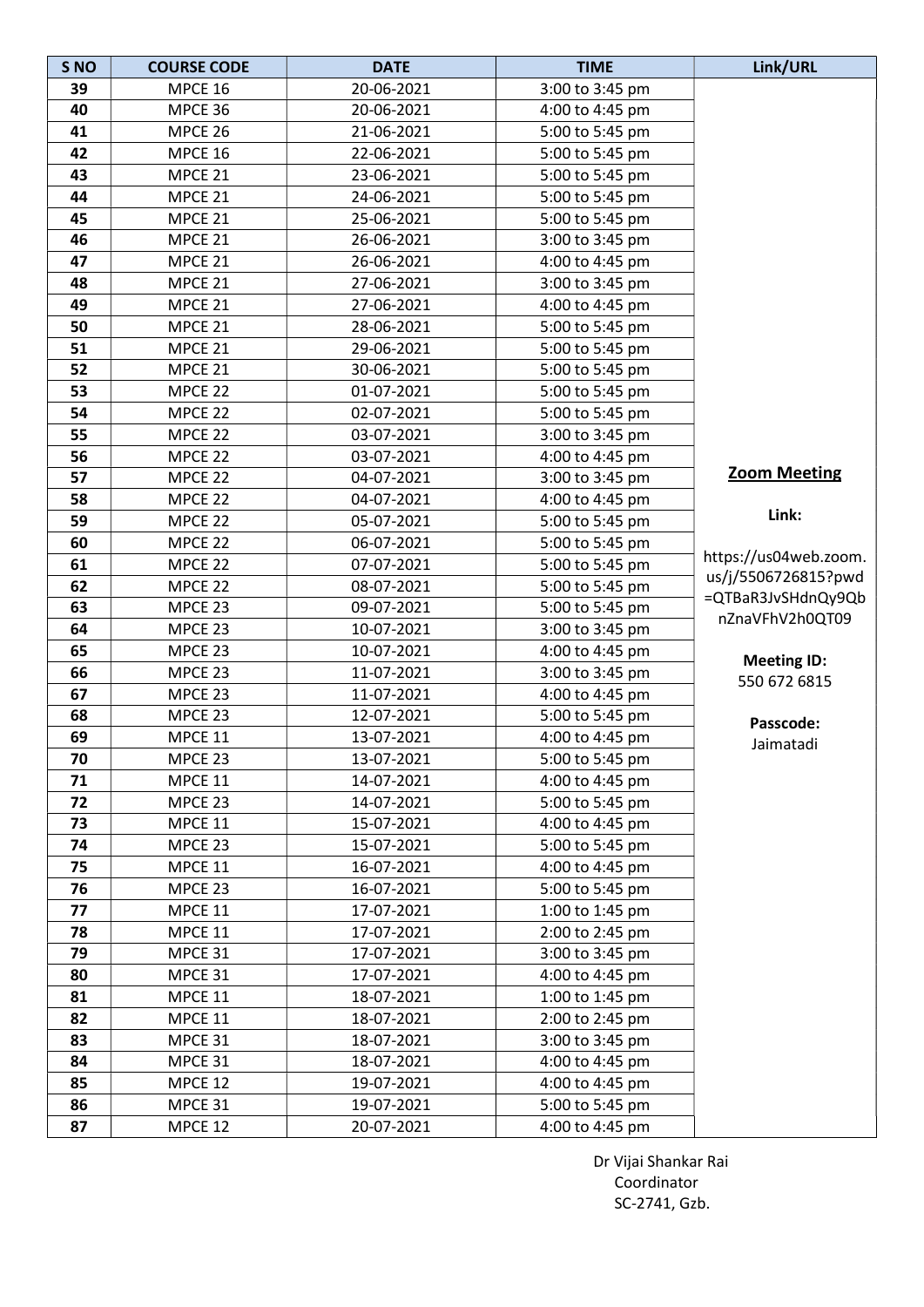| S NO | COURSE CODE | DATE | TIME | Link/URL |
|---|---|---|---|---|
| 39 | MPCE 16 | 20-06-2021 | 3:00 to 3:45 pm | **Zoom Meeting** **Link:** https://us04web.zoom.us/j/5506726815?pwd=QTBaR3JvSHdnQy9QbnZnaVFhV2h0QT09 **Meeting ID:** 550 672 6815 **Passcode:** Jaimatadi |
| 40 | MPCE 36 | 20-06-2021 | 4:00 to 4:45 pm | |
| 41 | MPCE 26 | 21-06-2021 | 5:00 to 5:45 pm | |
| 42 | MPCE 16 | 22-06-2021 | 5:00 to 5:45 pm | |
| 43 | MPCE 21 | 23-06-2021 | 5:00 to 5:45 pm | |
| 44 | MPCE 21 | 24-06-2021 | 5:00 to 5:45 pm | |
| 45 | MPCE 21 | 25-06-2021 | 5:00 to 5:45 pm | |
| 46 | MPCE 21 | 26-06-2021 | 3:00 to 3:45 pm | |
| 47 | MPCE 21 | 26-06-2021 | 4:00 to 4:45 pm | |
| 48 | MPCE 21 | 27-06-2021 | 3:00 to 3:45 pm | |
| 49 | MPCE 21 | 27-06-2021 | 4:00 to 4:45 pm | |
| 50 | MPCE 21 | 28-06-2021 | 5:00 to 5:45 pm | |
| 51 | MPCE 21 | 29-06-2021 | 5:00 to 5:45 pm | |
| 52 | MPCE 21 | 30-06-2021 | 5:00 to 5:45 pm | |
| 53 | MPCE 22 | 01-07-2021 | 5:00 to 5:45 pm | |
| 54 | MPCE 22 | 02-07-2021 | 5:00 to 5:45 pm | |
| 55 | MPCE 22 | 03-07-2021 | 3:00 to 3:45 pm | |
| 56 | MPCE 22 | 03-07-2021 | 4:00 to 4:45 pm | |
| 57 | MPCE 22 | 04-07-2021 | 3:00 to 3:45 pm | |
| 58 | MPCE 22 | 04-07-2021 | 4:00 to 4:45 pm | |
| 59 | MPCE 22 | 05-07-2021 | 5:00 to 5:45 pm | |
| 60 | MPCE 22 | 06-07-2021 | 5:00 to 5:45 pm | |
| 61 | MPCE 22 | 07-07-2021 | 5:00 to 5:45 pm | |
| 62 | MPCE 22 | 08-07-2021 | 5:00 to 5:45 pm | |
| 63 | MPCE 23 | 09-07-2021 | 5:00 to 5:45 pm | |
| 64 | MPCE 23 | 10-07-2021 | 3:00 to 3:45 pm | |
| 65 | MPCE 23 | 10-07-2021 | 4:00 to 4:45 pm | |
| 66 | MPCE 23 | 11-07-2021 | 3:00 to 3:45 pm | |
| 67 | MPCE 23 | 11-07-2021 | 4:00 to 4:45 pm | |
| 68 | MPCE 23 | 12-07-2021 | 5:00 to 5:45 pm | |
| 69 | MPCE 11 | 13-07-2021 | 4:00 to 4:45 pm | |
| 70 | MPCE 23 | 13-07-2021 | 5:00 to 5:45 pm | |
| 71 | MPCE 11 | 14-07-2021 | 4:00 to 4:45 pm | |
| 72 | MPCE 23 | 14-07-2021 | 5:00 to 5:45 pm | |
| 73 | MPCE 11 | 15-07-2021 | 4:00 to 4:45 pm | |
| 74 | MPCE 23 | 15-07-2021 | 5:00 to 5:45 pm | |
| 75 | MPCE 11 | 16-07-2021 | 4:00 to 4:45 pm | |
| 76 | MPCE 23 | 16-07-2021 | 5:00 to 5:45 pm | |
| 77 | MPCE 11 | 17-07-2021 | 1:00 to 1:45 pm | |
| 78 | MPCE 11 | 17-07-2021 | 2:00 to 2:45 pm | |
| 79 | MPCE 31 | 17-07-2021 | 3:00 to 3:45 pm | |
| 80 | MPCE 31 | 17-07-2021 | 4:00 to 4:45 pm | |
| 81 | MPCE 11 | 18-07-2021 | 1:00 to 1:45 pm | |
| 82 | MPCE 11 | 18-07-2021 | 2:00 to 2:45 pm | |
| 83 | MPCE 31 | 18-07-2021 | 3:00 to 3:45 pm | |
| 84 | MPCE 31 | 18-07-2021 | 4:00 to 4:45 pm | |
| 85 | MPCE 12 | 19-07-2021 | 4:00 to 4:45 pm | |
| 86 | MPCE 31 | 19-07-2021 | 5:00 to 5:45 pm | |
| 87 | MPCE 12 | 20-07-2021 | 4:00 to 4:45 pm | |

Dr Vijai Shankar Rai
Coordinator
SC-2741, Gzb.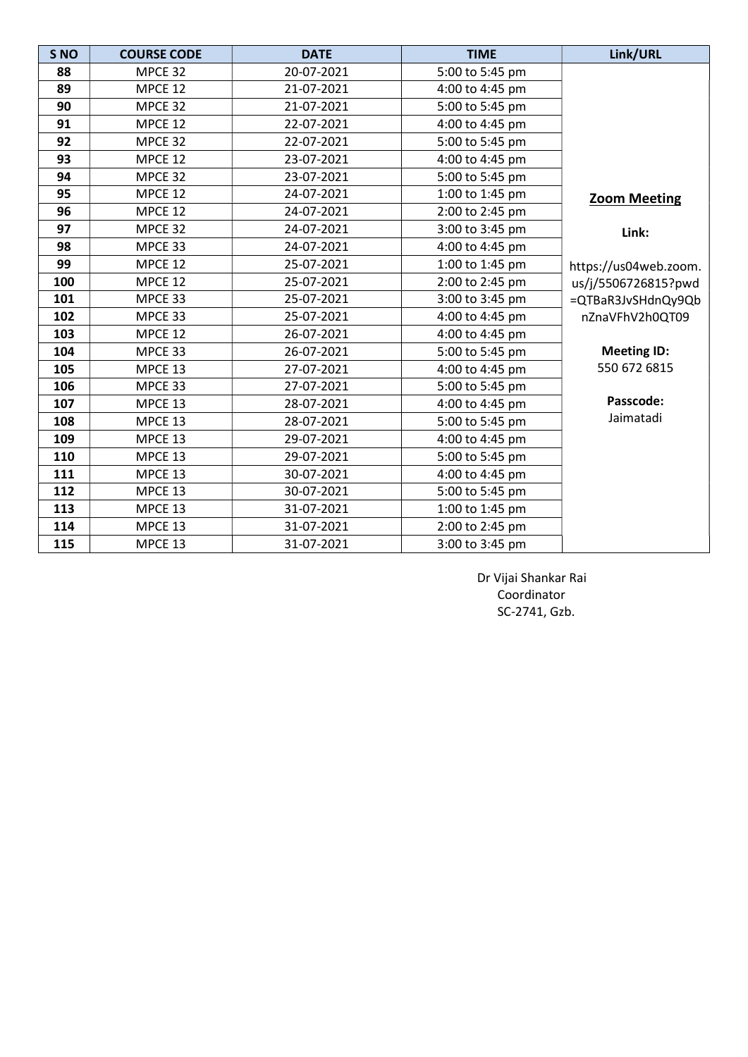| S NO | COURSE CODE | DATE | TIME | Link/URL |
|---|---|---|---|---|
| 88 | MPCE 32 | 20-07-2021 | 5:00 to 5:45 pm | **Zoom Meeting** **Link:** https://us04web.zoom.us/j/5506726815?pwd=QTBaR3JvSHdnQy9QbnZnaVFhV2h0QT09 **Meeting ID:** 550 672 6815 **Passcode:** Jaimatadi |
| 89 | MPCE 12 | 21-07-2021 | 4:00 to 4:45 pm | |
| 90 | MPCE 32 | 21-07-2021 | 5:00 to 5:45 pm | |
| 91 | MPCE 12 | 22-07-2021 | 4:00 to 4:45 pm | |
| 92 | MPCE 32 | 22-07-2021 | 5:00 to 5:45 pm | |
| 93 | MPCE 12 | 23-07-2021 | 4:00 to 4:45 pm | |
| 94 | MPCE 32 | 23-07-2021 | 5:00 to 5:45 pm | |
| 95 | MPCE 12 | 24-07-2021 | 1:00 to 1:45 pm | |
| 96 | MPCE 12 | 24-07-2021 | 2:00 to 2:45 pm | |
| 97 | MPCE 32 | 24-07-2021 | 3:00 to 3:45 pm | |
| 98 | MPCE 33 | 24-07-2021 | 4:00 to 4:45 pm | |
| 99 | MPCE 12 | 25-07-2021 | 1:00 to 1:45 pm | |
| 100 | MPCE 12 | 25-07-2021 | 2:00 to 2:45 pm | |
| 101 | MPCE 33 | 25-07-2021 | 3:00 to 3:45 pm | |
| 102 | MPCE 33 | 25-07-2021 | 4:00 to 4:45 pm | |
| 103 | MPCE 12 | 26-07-2021 | 4:00 to 4:45 pm | |
| 104 | MPCE 33 | 26-07-2021 | 5:00 to 5:45 pm | |
| 105 | MPCE 13 | 27-07-2021 | 4:00 to 4:45 pm | |
| 106 | MPCE 33 | 27-07-2021 | 5:00 to 5:45 pm | |
| 107 | MPCE 13 | 28-07-2021 | 4:00 to 4:45 pm | |
| 108 | MPCE 13 | 28-07-2021 | 5:00 to 5:45 pm | |
| 109 | MPCE 13 | 29-07-2021 | 4:00 to 4:45 pm | |
| 110 | MPCE 13 | 29-07-2021 | 5:00 to 5:45 pm | |
| 111 | MPCE 13 | 30-07-2021 | 4:00 to 4:45 pm | |
| 112 | MPCE 13 | 30-07-2021 | 5:00 to 5:45 pm | |
| 113 | MPCE 13 | 31-07-2021 | 1:00 to 1:45 pm | |
| 114 | MPCE 13 | 31-07-2021 | 2:00 to 2:45 pm | |
| 115 | MPCE 13 | 31-07-2021 | 3:00 to 3:45 pm | |

Dr Vijai Shankar Rai
Coordinator
SC-2741, Gzb.